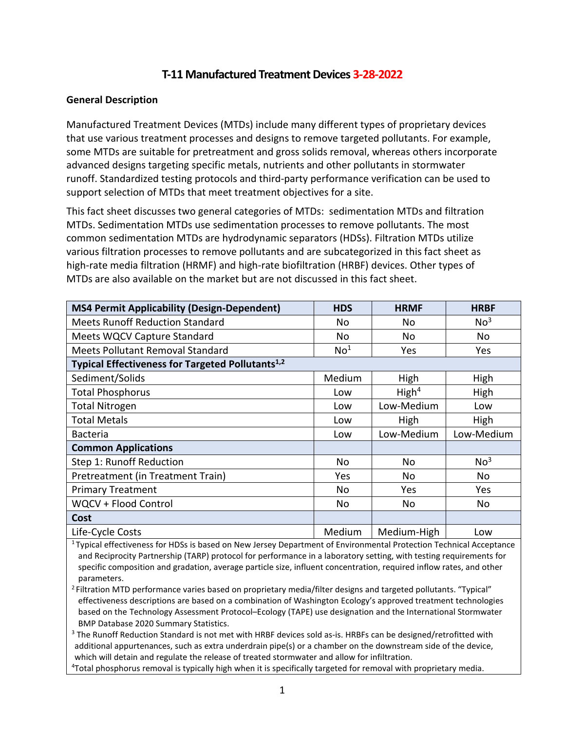# T-11 Manufactured Treatment Devices 3-28-2022

**General Description**

Manufactured Treatment Devices (MTDs) include many different types of proprietary devices that use various treatment processes and designs to remove targeted pollutants. For example, some MTDs are suitable for pretreatment and gross solids removal, whereas others incorporate advanced designs targeting specific metals, nutrients and other pollutants in stormwater runoff. Standardized testing protocols and third-party performance verification can be used to support selection of MTDs that meet treatment objectives for a site.

This fact sheet discusses two general categories of MTDs: sedimentation MTDs and filtration MTDs. Sedimentation MTDs use sedimentation processes to remove pollutants. The most common sedimentation MTDs are hydrodynamic separators (HDSs). Filtration MTDs utilize various filtration processes to remove pollutants and are subcategorized in this fact sheet as high-rate media filtration (HRMF) and high-rate biofiltration (HRBF) devices. Other types of MTDs are also available on the market but are not discussed in this fact sheet.

| **MS4 Permit Applicability (Design-Dependent)** | **HDS** | **HRMF** | **HRBF** |
|---|---|---|---|
| Meets Runoff Reduction Standard | No | No | No[3] |
| Meets WQCV Capture Standard | No | No | No |
| Meets Pollutant Removal Standard | No[1] | Yes | Yes |
| **Typical Effectiveness for Targeted Pollutants[1,2]** | | | |
| Sediment/Solids | Medium | High | High |
| Total Phosphorus | Low | High[4] | High |
| Total Nitrogen | Low | Low-Medium | Low |
| Total Metals | Low | High | High |
| Bacteria | Low | Low-Medium | Low-Medium |
| **Common Applications** | | | |
| Step 1: Runoff Reduction | No | No | No[3] |
| Pretreatment (in Treatment Train) | Yes | No | No |
| Primary Treatment | No | Yes | Yes |
| WQCV + Flood Control | No | No | No |
| **Cost** | | | |
| Life-Cycle Costs | Medium | Medium-High | Low |

[1] Typical effectiveness for HDSs is based on New Jersey Department of Environmental Protection Technical Acceptance and Reciprocity Partnership (TARP) protocol for performance in a laboratory setting, with testing requirements for specific composition and gradation, average particle size, influent concentration, required inflow rates, and other parameters.

[2] Filtration MTD performance varies based on proprietary media/filter designs and targeted pollutants. "Typical" effectiveness descriptions are based on a combination of Washington Ecology's approved treatment technologies based on the Technology Assessment Protocol–Ecology (TAPE) use designation and the International Stormwater BMP Database 2020 Summary Statistics.

[3] The Runoff Reduction Standard is not met with HRBF devices sold as-is. HRBFs can be designed/retrofitted with additional appurtenances, such as extra underdrain pipe(s) or a chamber on the downstream side of the device, which will detain and regulate the release of treated stormwater and allow for infiltration.

[4] Total phosphorus removal is typically high when it is specifically targeted for removal with proprietary media.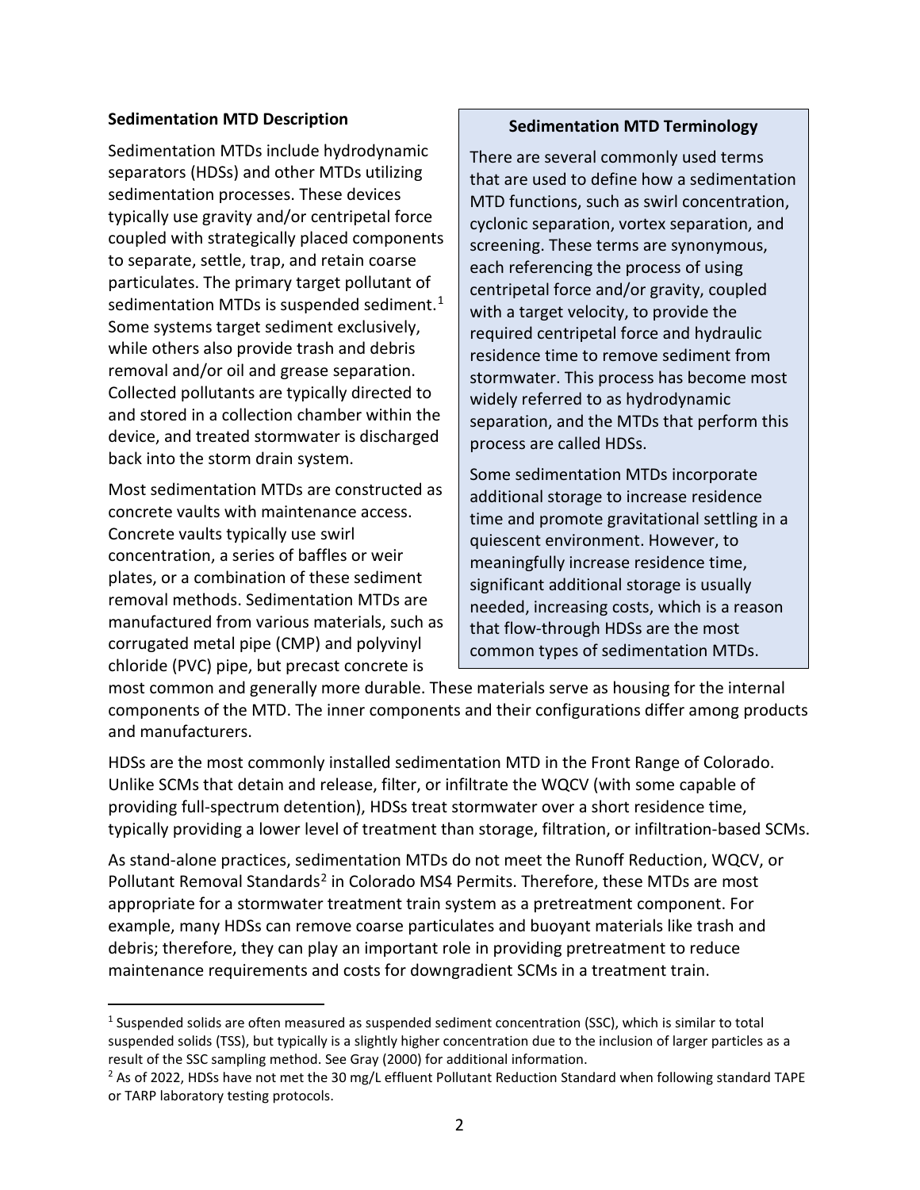### Sedimentation MTD Description

Sedimentation MTDs include hydrodynamic separators (HDSs) and other MTDs utilizing sedimentation processes. These devices typically use gravity and/or centripetal force coupled with strategically placed components to separate, settle, trap, and retain coarse particulates. The primary target pollutant of sedimentation MTDs is suspended sediment.[1] Some systems target sediment exclusively, while others also provide trash and debris removal and/or oil and grease separation. Collected pollutants are typically directed to and stored in a collection chamber within the device, and treated stormwater is discharged back into the storm drain system.

Most sedimentation MTDs are constructed as concrete vaults with maintenance access. Concrete vaults typically use swirl concentration, a series of baffles or weir plates, or a combination of these sediment removal methods. Sedimentation MTDs are manufactured from various materials, such as corrugated metal pipe (CMP) and polyvinyl chloride (PVC) pipe, but precast concrete is most common and generally more durable. These materials serve as housing for the internal components of the MTD. The inner components and their configurations differ among products and manufacturers.

> **Sedimentation MTD Terminology**
>
> There are several commonly used terms that are used to define how a sedimentation MTD functions, such as swirl concentration, cyclonic separation, vortex separation, and screening. These terms are synonymous, each referencing the process of using centripetal force and/or gravity, coupled with a target velocity, to provide the required centripetal force and hydraulic residence time to remove sediment from stormwater. This process has become most widely referred to as hydrodynamic separation, and the MTDs that perform this process are called HDSs.
>
> Some sedimentation MTDs incorporate additional storage to increase residence time and promote gravitational settling in a quiescent environment. However, to meaningfully increase residence time, significant additional storage is usually needed, increasing costs, which is a reason that flow-through HDSs are the most common types of sedimentation MTDs.

HDSs are the most commonly installed sedimentation MTD in the Front Range of Colorado. Unlike SCMs that detain and release, filter, or infiltrate the WQCV (with some capable of providing full-spectrum detention), HDSs treat stormwater over a short residence time, typically providing a lower level of treatment than storage, filtration, or infiltration-based SCMs.

As stand-alone practices, sedimentation MTDs do not meet the Runoff Reduction, WQCV, or Pollutant Removal Standards[2] in Colorado MS4 Permits. Therefore, these MTDs are most appropriate for a stormwater treatment train system as a pretreatment component. For example, many HDSs can remove coarse particulates and buoyant materials like trash and debris; therefore, they can play an important role in providing pretreatment to reduce maintenance requirements and costs for downgradient SCMs in a treatment train.

---

[1] Suspended solids are often measured as suspended sediment concentration (SSC), which is similar to total suspended solids (TSS), but typically is a slightly higher concentration due to the inclusion of larger particles as a result of the SSC sampling method. See Gray (2000) for additional information.

[2] As of 2022, HDSs have not met the 30 mg/L effluent Pollutant Reduction Standard when following standard TAPE or TARP laboratory testing protocols.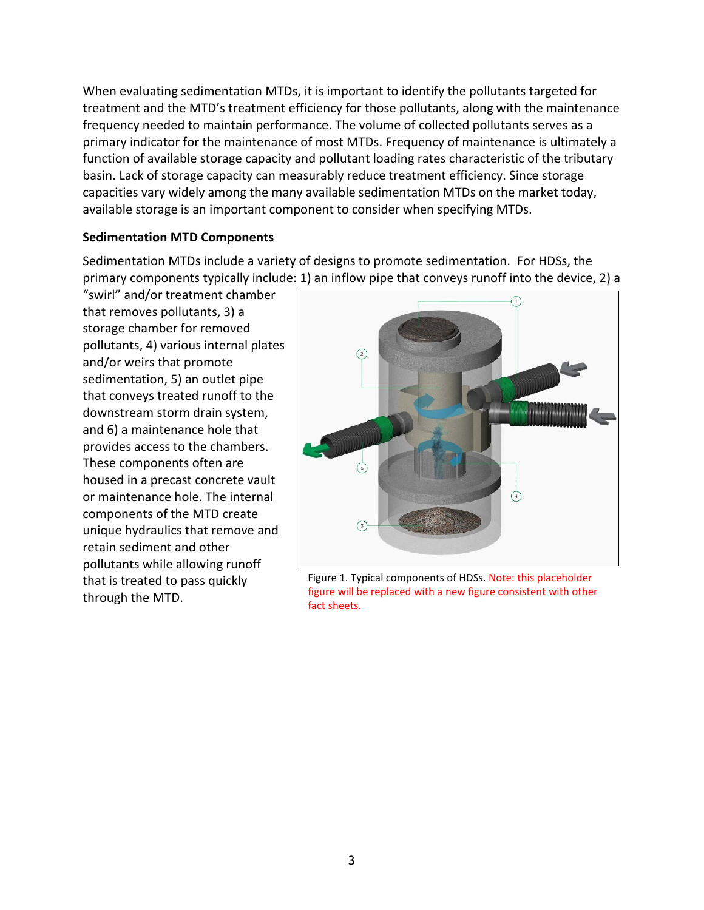When evaluating sedimentation MTDs, it is important to identify the pollutants targeted for treatment and the MTD's treatment efficiency for those pollutants, along with the maintenance frequency needed to maintain performance. The volume of collected pollutants serves as a primary indicator for the maintenance of most MTDs. Frequency of maintenance is ultimately a function of available storage capacity and pollutant loading rates characteristic of the tributary basin. Lack of storage capacity can measurably reduce treatment efficiency. Since storage capacities vary widely among the many available sedimentation MTDs on the market today, available storage is an important component to consider when specifying MTDs.

**Sedimentation MTD Components**

Sedimentation MTDs include a variety of designs to promote sedimentation. For HDSs, the primary components typically include: 1) an inflow pipe that conveys runoff into the device, 2) a "swirl" and/or treatment chamber that removes pollutants, 3) a storage chamber for removed pollutants, 4) various internal plates and/or weirs that promote sedimentation, 5) an outlet pipe that conveys treated runoff to the downstream storm drain system, and 6) a maintenance hole that provides access to the chambers. These components often are housed in a precast concrete vault or maintenance hole. The internal components of the MTD create unique hydraulics that remove and retain sediment and other pollutants while allowing runoff that is treated to pass quickly through the MTD.

Figure 1. Typical components of HDSs. Note: this placeholder figure will be replaced with a new figure consistent with other fact sheets.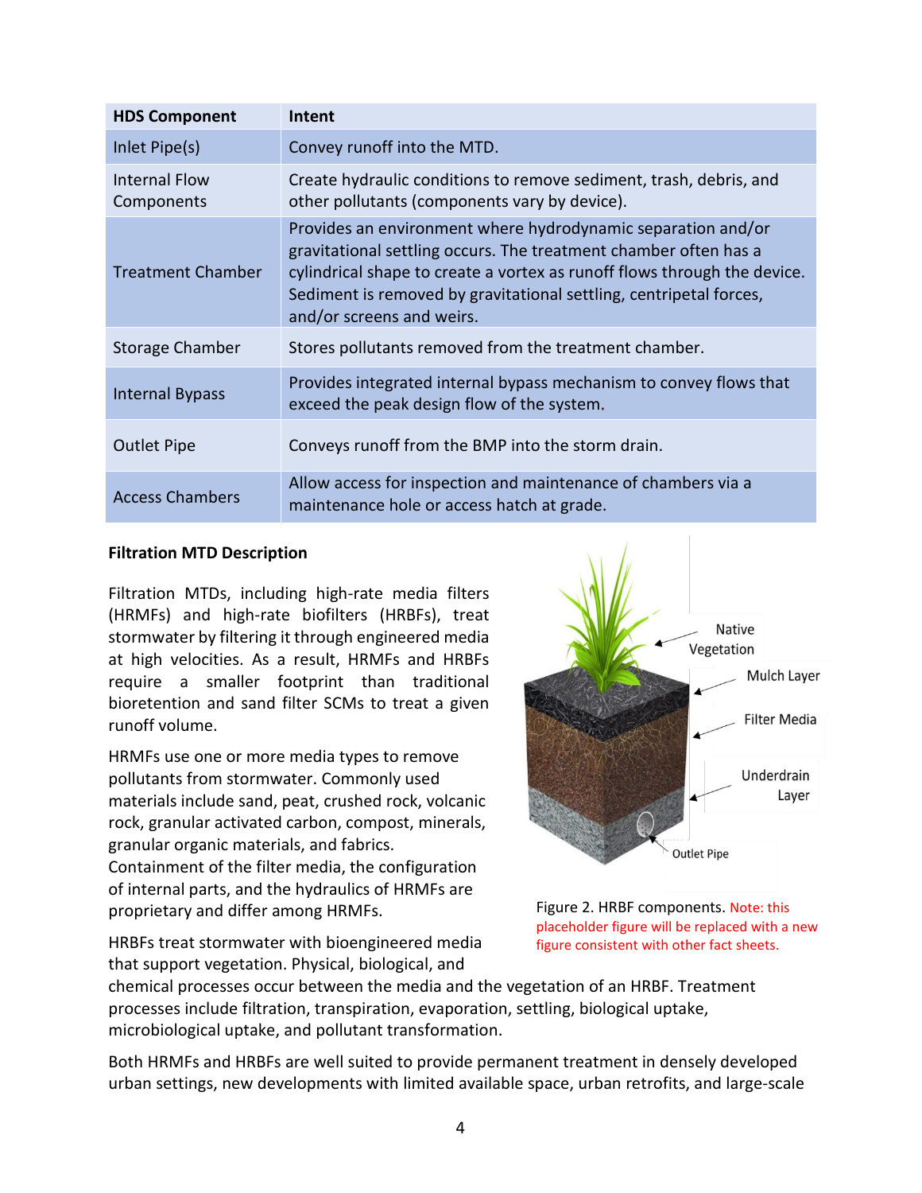| HDS Component | Intent |
|---|---|
| Inlet Pipe(s) | Convey runoff into the MTD. |
| Internal Flow Components | Create hydraulic conditions to remove sediment, trash, debris, and other pollutants (components vary by device). |
| Treatment Chamber | Provides an environment where hydrodynamic separation and/or gravitational settling occurs. The treatment chamber often has a cylindrical shape to create a vortex as runoff flows through the device. Sediment is removed by gravitational settling, centripetal forces, and/or screens and weirs. |
| Storage Chamber | Stores pollutants removed from the treatment chamber. |
| Internal Bypass | Provides integrated internal bypass mechanism to convey flows that exceed the peak design flow of the system. |
| Outlet Pipe | Conveys runoff from the BMP into the storm drain. |
| Access Chambers | Allow access for inspection and maintenance of chambers via a maintenance hole or access hatch at grade. |

**Filtration MTD Description**

Filtration MTDs, including high-rate media filters (HRMFs) and high-rate biofilters (HRBFs), treat stormwater by filtering it through engineered media at high velocities. As a result, HRMFs and HRBFs require a smaller footprint than traditional bioretention and sand filter SCMs to treat a given runoff volume.

HRMFs use one or more media types to remove pollutants from stormwater. Commonly used materials include sand, peat, crushed rock, volcanic rock, granular activated carbon, compost, minerals, granular organic materials, and fabrics. Containment of the filter media, the configuration of internal parts, and the hydraulics of HRMFs are proprietary and differ among HRMFs.

Figure 2. HRBF components. Note: this placeholder figure will be replaced with a new figure consistent with other fact sheets.

HRBFs treat stormwater with bioengineered media that support vegetation. Physical, biological, and chemical processes occur between the media and the vegetation of an HRBF. Treatment processes include filtration, transpiration, evaporation, settling, biological uptake, microbiological uptake, and pollutant transformation.

Both HRMFs and HRBFs are well suited to provide permanent treatment in densely developed urban settings, new developments with limited available space, urban retrofits, and large-scale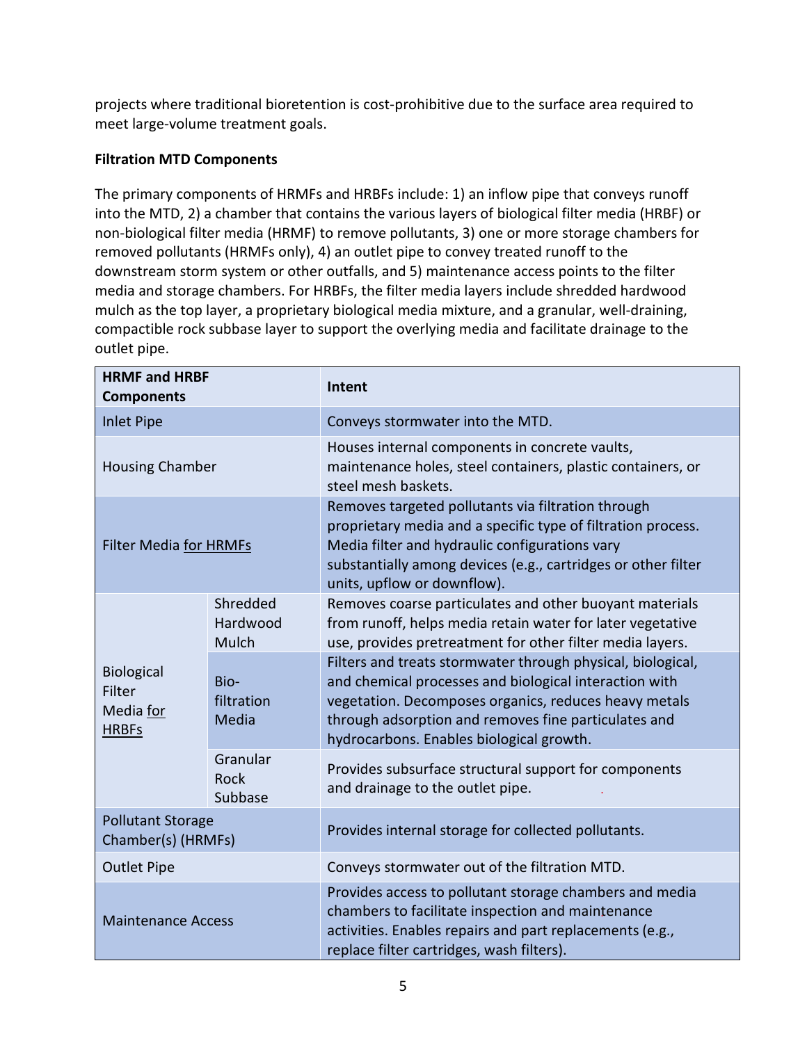projects where traditional bioretention is cost-prohibitive due to the surface area required to meet large-volume treatment goals.

**Filtration MTD Components**

The primary components of HRMFs and HRBFs include: 1) an inflow pipe that conveys runoff into the MTD, 2) a chamber that contains the various layers of biological filter media (HRBF) or non-biological filter media (HRMF) to remove pollutants, 3) one or more storage chambers for removed pollutants (HRMFs only), 4) an outlet pipe to convey treated runoff to the downstream storm system or other outfalls, and 5) maintenance access points to the filter media and storage chambers. For HRBFs, the filter media layers include shredded hardwood mulch as the top layer, a proprietary biological media mixture, and a granular, well-draining, compactible rock subbase layer to support the overlying media and facilitate drainage to the outlet pipe.

| HRMF and HRBF Components | | Intent |
|---|---|---|
| Inlet Pipe | | Conveys stormwater into the MTD. |
| Housing Chamber | | Houses internal components in concrete vaults, maintenance holes, steel containers, plastic containers, or steel mesh baskets. |
| Filter Media for HRMFs | | Removes targeted pollutants via filtration through proprietary media and a specific type of filtration process. Media filter and hydraulic configurations vary substantially among devices (e.g., cartridges or other filter units, upflow or downflow). |
| Biological Filter Media for HRBFs | Shredded Hardwood Mulch | Removes coarse particulates and other buoyant materials from runoff, helps media retain water for later vegetative use, provides pretreatment for other filter media layers. |
| | Bio-filtration Media | Filters and treats stormwater through physical, biological, and chemical processes and biological interaction with vegetation. Decomposes organics, reduces heavy metals through adsorption and removes fine particulates and hydrocarbons. Enables biological growth. |
| | Granular Rock Subbase | Provides subsurface structural support for components and drainage to the outlet pipe. |
| Pollutant Storage Chamber(s) (HRMFs) | | Provides internal storage for collected pollutants. |
| Outlet Pipe | | Conveys stormwater out of the filtration MTD. |
| Maintenance Access | | Provides access to pollutant storage chambers and media chambers to facilitate inspection and maintenance activities. Enables repairs and part replacements (e.g., replace filter cartridges, wash filters). |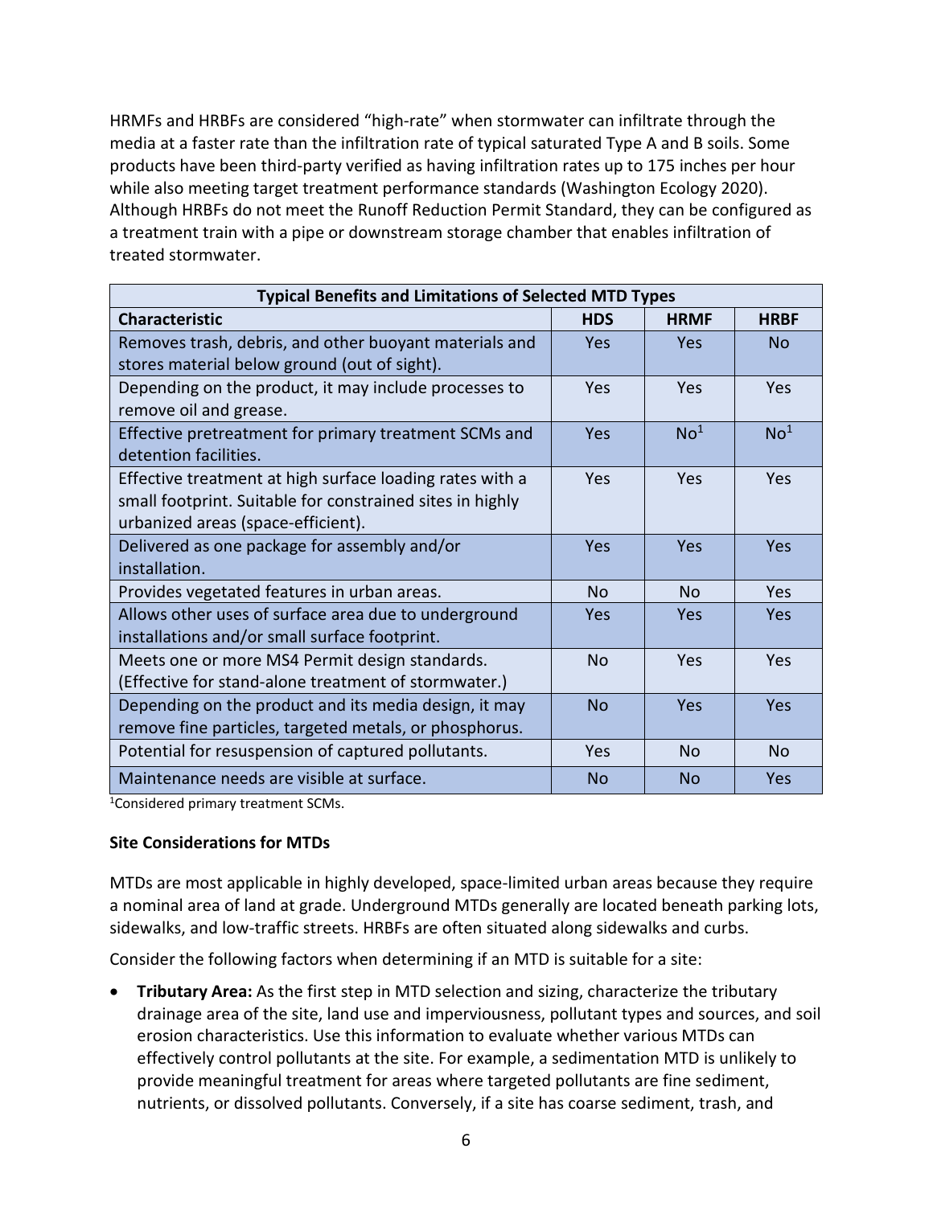HRMFs and HRBFs are considered "high-rate" when stormwater can infiltrate through the media at a faster rate than the infiltration rate of typical saturated Type A and B soils. Some products have been third-party verified as having infiltration rates up to 175 inches per hour while also meeting target treatment performance standards (Washington Ecology 2020). Although HRBFs do not meet the Runoff Reduction Permit Standard, they can be configured as a treatment train with a pipe or downstream storage chamber that enables infiltration of treated stormwater.

| **Typical Benefits and Limitations of Selected MTD Types** | | | |
|---|---|---|---|
| **Characteristic** | **HDS** | **HRMF** | **HRBF** |
| Removes trash, debris, and other buoyant materials and stores material below ground (out of sight). | Yes | Yes | No |
| Depending on the product, it may include processes to remove oil and grease. | Yes | Yes | Yes |
| Effective pretreatment for primary treatment SCMs and detention facilities. | Yes | No[1] | No[1] |
| Effective treatment at high surface loading rates with a small footprint. Suitable for constrained sites in highly urbanized areas (space-efficient). | Yes | Yes | Yes |
| Delivered as one package for assembly and/or installation. | Yes | Yes | Yes |
| Provides vegetated features in urban areas. | No | No | Yes |
| Allows other uses of surface area due to underground installations and/or small surface footprint. | Yes | Yes | Yes |
| Meets one or more MS4 Permit design standards. (Effective for stand-alone treatment of stormwater.) | No | Yes | Yes |
| Depending on the product and its media design, it may remove fine particles, targeted metals, or phosphorus. | No | Yes | Yes |
| Potential for resuspension of captured pollutants. | Yes | No | No |
| Maintenance needs are visible at surface. | No | No | Yes |

[1]Considered primary treatment SCMs.

**Site Considerations for MTDs**

MTDs are most applicable in highly developed, space-limited urban areas because they require a nominal area of land at grade. Underground MTDs generally are located beneath parking lots, sidewalks, and low-traffic streets. HRBFs are often situated along sidewalks and curbs.

Consider the following factors when determining if an MTD is suitable for a site:

- **Tributary Area:** As the first step in MTD selection and sizing, characterize the tributary drainage area of the site, land use and imperviousness, pollutant types and sources, and soil erosion characteristics. Use this information to evaluate whether various MTDs can effectively control pollutants at the site. For example, a sedimentation MTD is unlikely to provide meaningful treatment for areas where targeted pollutants are fine sediment, nutrients, or dissolved pollutants. Conversely, if a site has coarse sediment, trash, and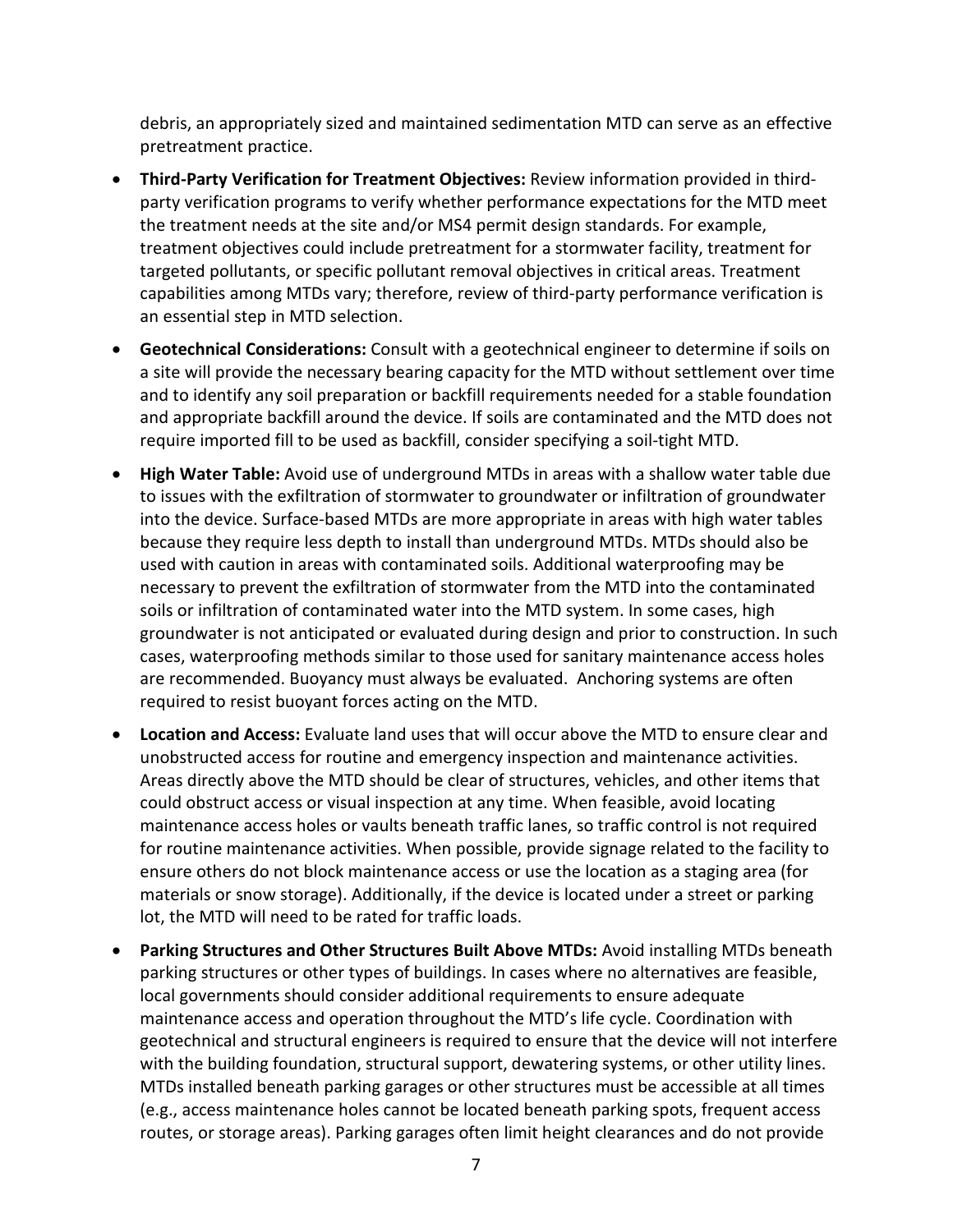debris, an appropriately sized and maintained sedimentation MTD can serve as an effective pretreatment practice.

- **Third-Party Verification for Treatment Objectives:** Review information provided in third-party verification programs to verify whether performance expectations for the MTD meet the treatment needs at the site and/or MS4 permit design standards. For example, treatment objectives could include pretreatment for a stormwater facility, treatment for targeted pollutants, or specific pollutant removal objectives in critical areas. Treatment capabilities among MTDs vary; therefore, review of third-party performance verification is an essential step in MTD selection.
- **Geotechnical Considerations:** Consult with a geotechnical engineer to determine if soils on a site will provide the necessary bearing capacity for the MTD without settlement over time and to identify any soil preparation or backfill requirements needed for a stable foundation and appropriate backfill around the device. If soils are contaminated and the MTD does not require imported fill to be used as backfill, consider specifying a soil-tight MTD.
- **High Water Table:** Avoid use of underground MTDs in areas with a shallow water table due to issues with the exfiltration of stormwater to groundwater or infiltration of groundwater into the device. Surface-based MTDs are more appropriate in areas with high water tables because they require less depth to install than underground MTDs. MTDs should also be used with caution in areas with contaminated soils. Additional waterproofing may be necessary to prevent the exfiltration of stormwater from the MTD into the contaminated soils or infiltration of contaminated water into the MTD system. In some cases, high groundwater is not anticipated or evaluated during design and prior to construction. In such cases, waterproofing methods similar to those used for sanitary maintenance access holes are recommended. Buoyancy must always be evaluated. Anchoring systems are often required to resist buoyant forces acting on the MTD.
- **Location and Access:** Evaluate land uses that will occur above the MTD to ensure clear and unobstructed access for routine and emergency inspection and maintenance activities. Areas directly above the MTD should be clear of structures, vehicles, and other items that could obstruct access or visual inspection at any time. When feasible, avoid locating maintenance access holes or vaults beneath traffic lanes, so traffic control is not required for routine maintenance activities. When possible, provide signage related to the facility to ensure others do not block maintenance access or use the location as a staging area (for materials or snow storage). Additionally, if the device is located under a street or parking lot, the MTD will need to be rated for traffic loads.
- **Parking Structures and Other Structures Built Above MTDs:** Avoid installing MTDs beneath parking structures or other types of buildings. In cases where no alternatives are feasible, local governments should consider additional requirements to ensure adequate maintenance access and operation throughout the MTD's life cycle. Coordination with geotechnical and structural engineers is required to ensure that the device will not interfere with the building foundation, structural support, dewatering systems, or other utility lines. MTDs installed beneath parking garages or other structures must be accessible at all times (e.g., access maintenance holes cannot be located beneath parking spots, frequent access routes, or storage areas). Parking garages often limit height clearances and do not provide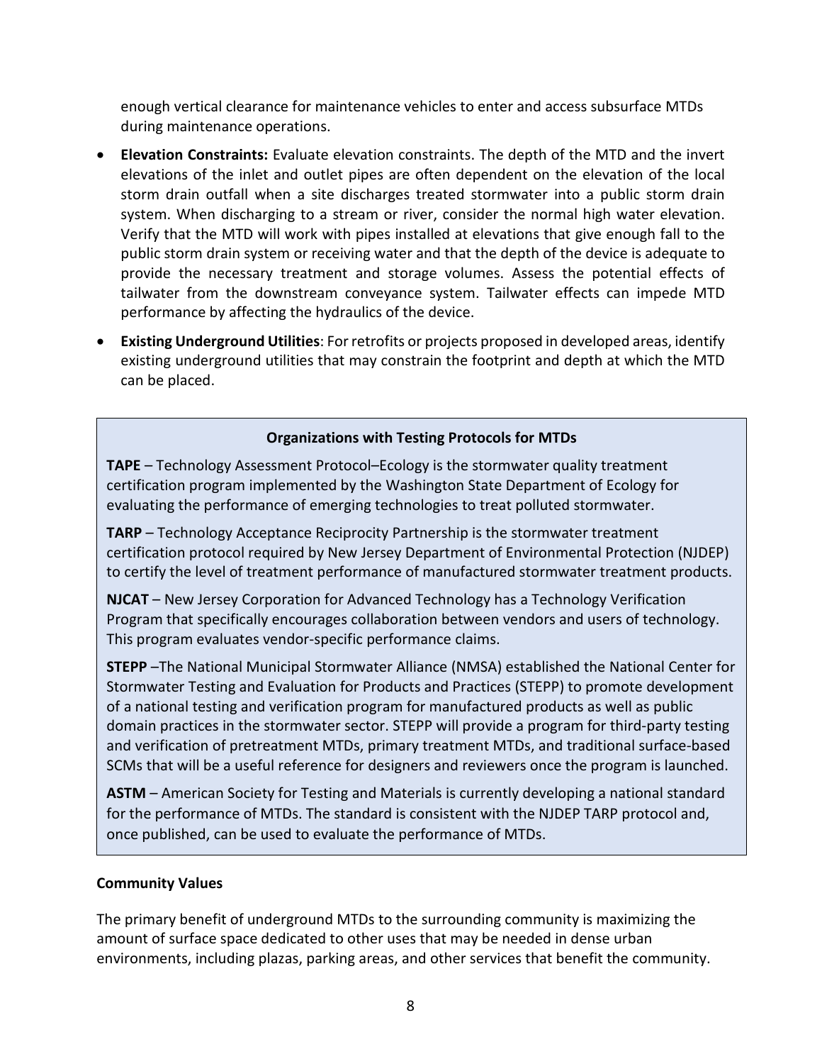enough vertical clearance for maintenance vehicles to enter and access subsurface MTDs during maintenance operations.

- **Elevation Constraints:** Evaluate elevation constraints. The depth of the MTD and the invert elevations of the inlet and outlet pipes are often dependent on the elevation of the local storm drain outfall when a site discharges treated stormwater into a public storm drain system. When discharging to a stream or river, consider the normal high water elevation. Verify that the MTD will work with pipes installed at elevations that give enough fall to the public storm drain system or receiving water and that the depth of the device is adequate to provide the necessary treatment and storage volumes. Assess the potential effects of tailwater from the downstream conveyance system. Tailwater effects can impede MTD performance by affecting the hydraulics of the device.
- **Existing Underground Utilities**: For retrofits or projects proposed in developed areas, identify existing underground utilities that may constrain the footprint and depth at which the MTD can be placed.

**Organizations with Testing Protocols for MTDs**

**TAPE** – Technology Assessment Protocol–Ecology is the stormwater quality treatment certification program implemented by the Washington State Department of Ecology for evaluating the performance of emerging technologies to treat polluted stormwater.

**TARP** – Technology Acceptance Reciprocity Partnership is the stormwater treatment certification protocol required by New Jersey Department of Environmental Protection (NJDEP) to certify the level of treatment performance of manufactured stormwater treatment products.

**NJCAT** – New Jersey Corporation for Advanced Technology has a Technology Verification Program that specifically encourages collaboration between vendors and users of technology. This program evaluates vendor-specific performance claims.

**STEPP** –The National Municipal Stormwater Alliance (NMSA) established the National Center for Stormwater Testing and Evaluation for Products and Practices (STEPP) to promote development of a national testing and verification program for manufactured products as well as public domain practices in the stormwater sector. STEPP will provide a program for third-party testing and verification of pretreatment MTDs, primary treatment MTDs, and traditional surface-based SCMs that will be a useful reference for designers and reviewers once the program is launched.

**ASTM** – American Society for Testing and Materials is currently developing a national standard for the performance of MTDs. The standard is consistent with the NJDEP TARP protocol and, once published, can be used to evaluate the performance of MTDs.

**Community Values**

The primary benefit of underground MTDs to the surrounding community is maximizing the amount of surface space dedicated to other uses that may be needed in dense urban environments, including plazas, parking areas, and other services that benefit the community.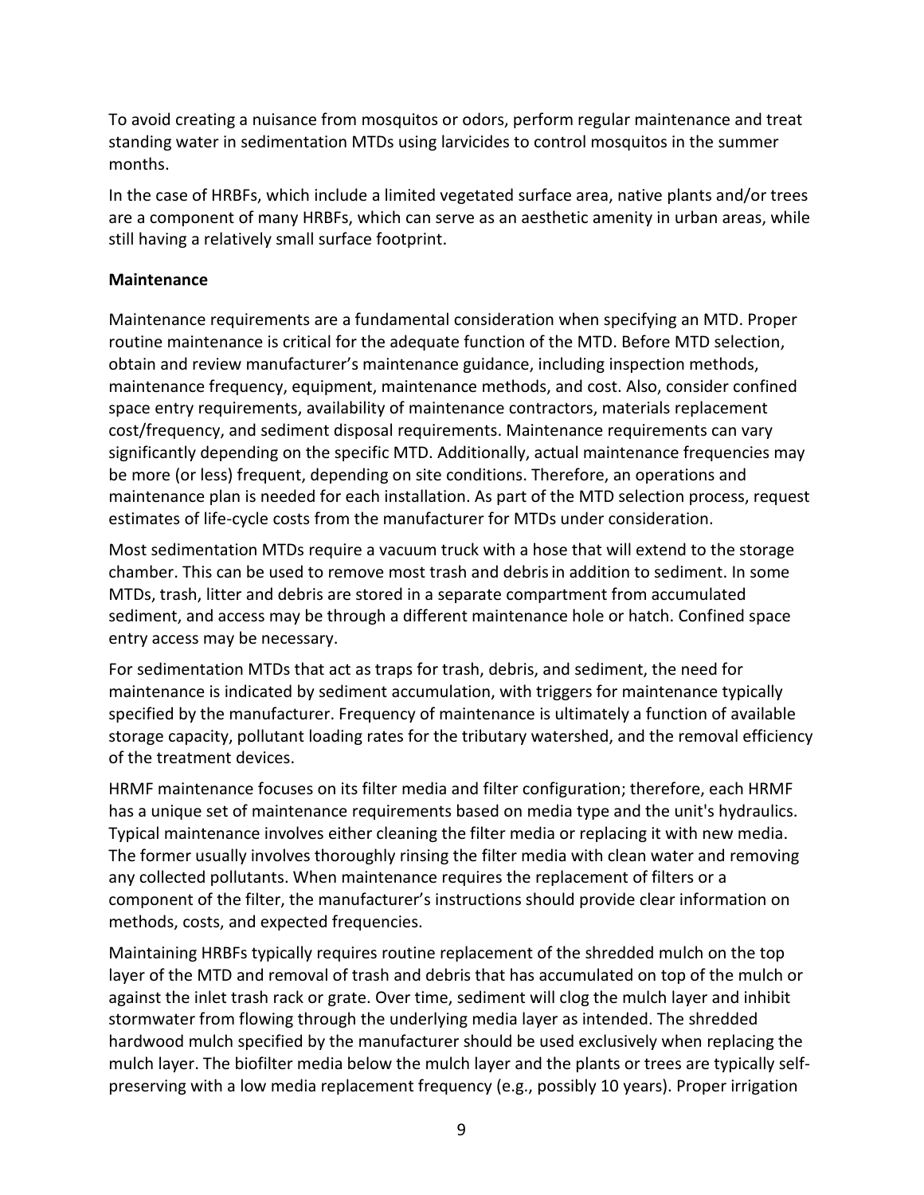To avoid creating a nuisance from mosquitos or odors, perform regular maintenance and treat standing water in sedimentation MTDs using larvicides to control mosquitos in the summer months.

In the case of HRBFs, which include a limited vegetated surface area, native plants and/or trees are a component of many HRBFs, which can serve as an aesthetic amenity in urban areas, while still having a relatively small surface footprint.

**Maintenance**

Maintenance requirements are a fundamental consideration when specifying an MTD. Proper routine maintenance is critical for the adequate function of the MTD. Before MTD selection, obtain and review manufacturer's maintenance guidance, including inspection methods, maintenance frequency, equipment, maintenance methods, and cost. Also, consider confined space entry requirements, availability of maintenance contractors, materials replacement cost/frequency, and sediment disposal requirements. Maintenance requirements can vary significantly depending on the specific MTD. Additionally, actual maintenance frequencies may be more (or less) frequent, depending on site conditions. Therefore, an operations and maintenance plan is needed for each installation. As part of the MTD selection process, request estimates of life-cycle costs from the manufacturer for MTDs under consideration.

Most sedimentation MTDs require a vacuum truck with a hose that will extend to the storage chamber. This can be used to remove most trash and debris in addition to sediment. In some MTDs, trash, litter and debris are stored in a separate compartment from accumulated sediment, and access may be through a different maintenance hole or hatch. Confined space entry access may be necessary.

For sedimentation MTDs that act as traps for trash, debris, and sediment, the need for maintenance is indicated by sediment accumulation, with triggers for maintenance typically specified by the manufacturer. Frequency of maintenance is ultimately a function of available storage capacity, pollutant loading rates for the tributary watershed, and the removal efficiency of the treatment devices.

HRMF maintenance focuses on its filter media and filter configuration; therefore, each HRMF has a unique set of maintenance requirements based on media type and the unit's hydraulics. Typical maintenance involves either cleaning the filter media or replacing it with new media. The former usually involves thoroughly rinsing the filter media with clean water and removing any collected pollutants. When maintenance requires the replacement of filters or a component of the filter, the manufacturer's instructions should provide clear information on methods, costs, and expected frequencies.

Maintaining HRBFs typically requires routine replacement of the shredded mulch on the top layer of the MTD and removal of trash and debris that has accumulated on top of the mulch or against the inlet trash rack or grate. Over time, sediment will clog the mulch layer and inhibit stormwater from flowing through the underlying media layer as intended. The shredded hardwood mulch specified by the manufacturer should be used exclusively when replacing the mulch layer. The biofilter media below the mulch layer and the plants or trees are typically self-preserving with a low media replacement frequency (e.g., possibly 10 years). Proper irrigation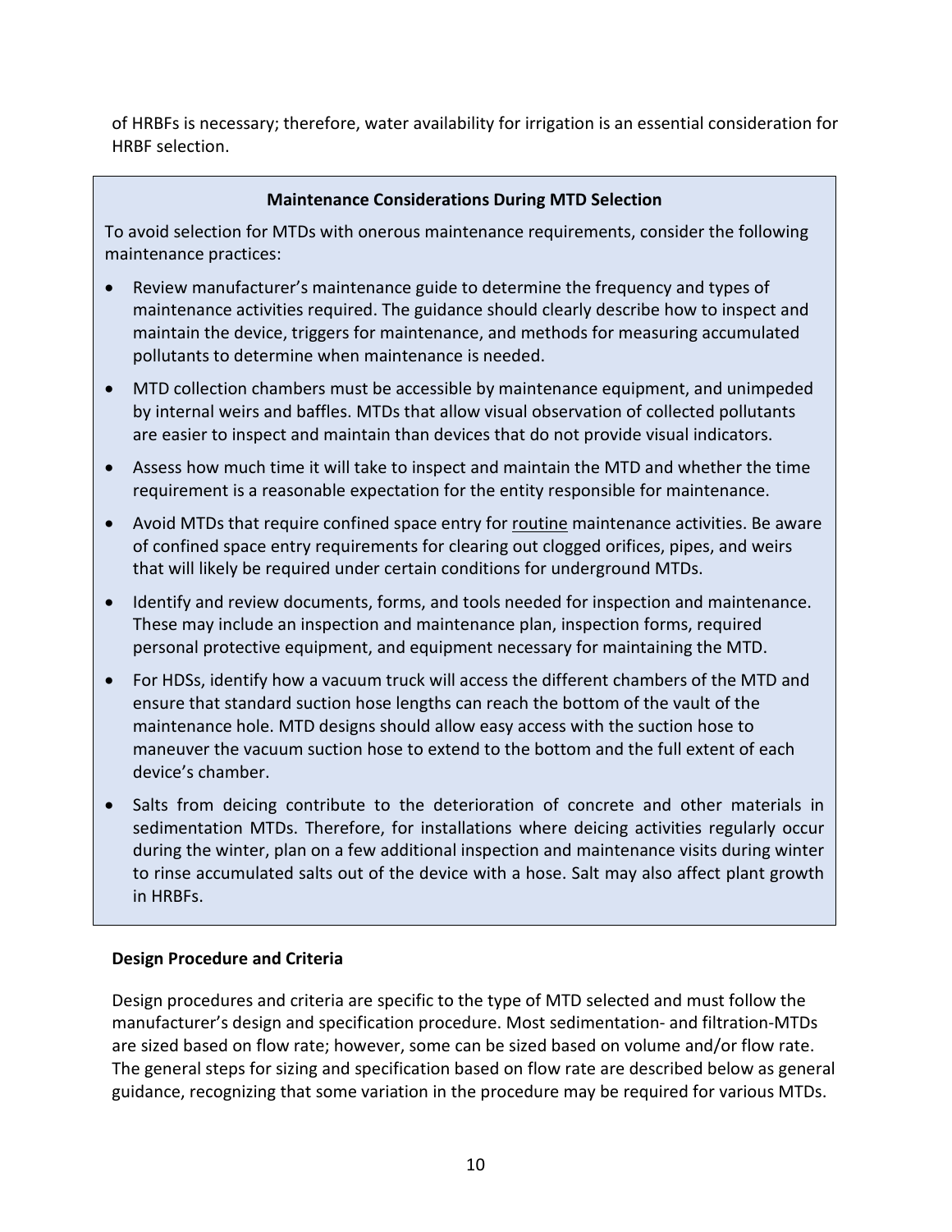of HRBFs is necessary; therefore, water availability for irrigation is an essential consideration for HRBF selection.

> **Maintenance Considerations During MTD Selection**
>
> To avoid selection for MTDs with onerous maintenance requirements, consider the following maintenance practices:
>
> - Review manufacturer's maintenance guide to determine the frequency and types of maintenance activities required. The guidance should clearly describe how to inspect and maintain the device, triggers for maintenance, and methods for measuring accumulated pollutants to determine when maintenance is needed.
> - MTD collection chambers must be accessible by maintenance equipment, and unimpeded by internal weirs and baffles. MTDs that allow visual observation of collected pollutants are easier to inspect and maintain than devices that do not provide visual indicators.
> - Assess how much time it will take to inspect and maintain the MTD and whether the time requirement is a reasonable expectation for the entity responsible for maintenance.
> - Avoid MTDs that require confined space entry for <u>routine</u> maintenance activities. Be aware of confined space entry requirements for clearing out clogged orifices, pipes, and weirs that will likely be required under certain conditions for underground MTDs.
> - Identify and review documents, forms, and tools needed for inspection and maintenance. These may include an inspection and maintenance plan, inspection forms, required personal protective equipment, and equipment necessary for maintaining the MTD.
> - For HDSs, identify how a vacuum truck will access the different chambers of the MTD and ensure that standard suction hose lengths can reach the bottom of the vault of the maintenance hole. MTD designs should allow easy access with the suction hose to maneuver the vacuum suction hose to extend to the bottom and the full extent of each device's chamber.
> - Salts from deicing contribute to the deterioration of concrete and other materials in sedimentation MTDs. Therefore, for installations where deicing activities regularly occur during the winter, plan on a few additional inspection and maintenance visits during winter to rinse accumulated salts out of the device with a hose. Salt may also affect plant growth in HRBFs.

**Design Procedure and Criteria**

Design procedures and criteria are specific to the type of MTD selected and must follow the manufacturer's design and specification procedure. Most sedimentation- and filtration-MTDs are sized based on flow rate; however, some can be sized based on volume and/or flow rate. The general steps for sizing and specification based on flow rate are described below as general guidance, recognizing that some variation in the procedure may be required for various MTDs.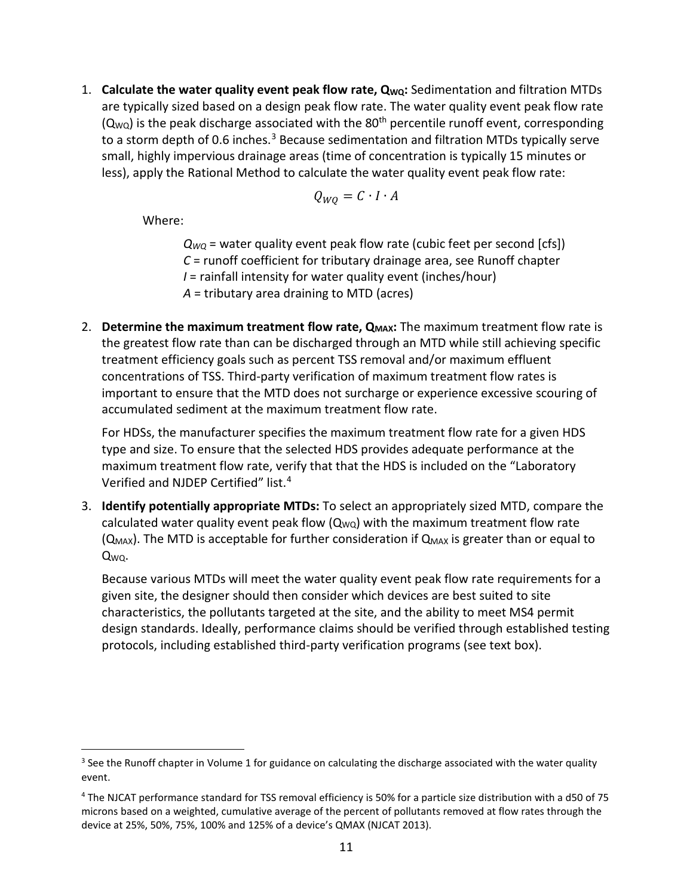1. **Calculate the water quality event peak flow rate, $Q_{WQ}$:** Sedimentation and filtration MTDs are typically sized based on a design peak flow rate. The water quality event peak flow rate ($Q_{WQ}$) is the peak discharge associated with the 80$^{th}$ percentile runoff event, corresponding to a storm depth of 0.6 inches.[3] Because sedimentation and filtration MTDs typically serve small, highly impervious drainage areas (time of concentration is typically 15 minutes or less), apply the Rational Method to calculate the water quality event peak flow rate:

   $$Q_{WQ} = C \cdot I \cdot A$$

   Where:

   $Q_{WQ}$ = water quality event peak flow rate (cubic feet per second [cfs])
   $C$ = runoff coefficient for tributary drainage area, see Runoff chapter
   $I$ = rainfall intensity for water quality event (inches/hour)
   $A$ = tributary area draining to MTD (acres)

2. **Determine the maximum treatment flow rate, $Q_{MAX}$:** The maximum treatment flow rate is the greatest flow rate than can be discharged through an MTD while still achieving specific treatment efficiency goals such as percent TSS removal and/or maximum effluent concentrations of TSS. Third-party verification of maximum treatment flow rates is important to ensure that the MTD does not surcharge or experience excessive scouring of accumulated sediment at the maximum treatment flow rate.

   For HDSs, the manufacturer specifies the maximum treatment flow rate for a given HDS type and size. To ensure that the selected HDS provides adequate performance at the maximum treatment flow rate, verify that that the HDS is included on the "Laboratory Verified and NJDEP Certified" list.[4]

3. **Identify potentially appropriate MTDs:** To select an appropriately sized MTD, compare the calculated water quality event peak flow ($Q_{WQ}$) with the maximum treatment flow rate ($Q_{MAX}$). The MTD is acceptable for further consideration if $Q_{MAX}$ is greater than or equal to $Q_{WQ}$.

   Because various MTDs will meet the water quality event peak flow rate requirements for a given site, the designer should then consider which devices are best suited to site characteristics, the pollutants targeted at the site, and the ability to meet MS4 permit design standards. Ideally, performance claims should be verified through established testing protocols, including established third-party verification programs (see text box).

---

[3] See the Runoff chapter in Volume 1 for guidance on calculating the discharge associated with the water quality event.

[4] The NJCAT performance standard for TSS removal efficiency is 50% for a particle size distribution with a d50 of 75 microns based on a weighted, cumulative average of the percent of pollutants removed at flow rates through the device at 25%, 50%, 75%, 100% and 125% of a device's QMAX (NJCAT 2013).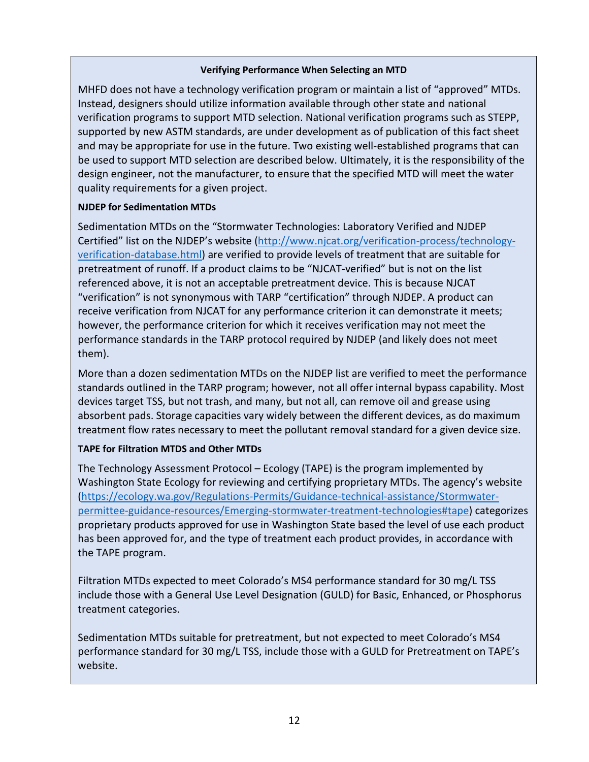**Verifying Performance When Selecting an MTD**

MHFD does not have a technology verification program or maintain a list of "approved" MTDs. Instead, designers should utilize information available through other state and national verification programs to support MTD selection. National verification programs such as STEPP, supported by new ASTM standards, are under development as of publication of this fact sheet and may be appropriate for use in the future. Two existing well-established programs that can be used to support MTD selection are described below. Ultimately, it is the responsibility of the design engineer, not the manufacturer, to ensure that the specified MTD will meet the water quality requirements for a given project.

**NJDEP for Sedimentation MTDs**

Sedimentation MTDs on the "Stormwater Technologies: Laboratory Verified and NJDEP Certified" list on the NJDEP's website (http://www.njcat.org/verification-process/technology-verification-database.html) are verified to provide levels of treatment that are suitable for pretreatment of runoff. If a product claims to be "NJCAT-verified" but is not on the list referenced above, it is not an acceptable pretreatment device. This is because NJCAT "verification" is not synonymous with TARP "certification" through NJDEP. A product can receive verification from NJCAT for any performance criterion it can demonstrate it meets; however, the performance criterion for which it receives verification may not meet the performance standards in the TARP protocol required by NJDEP (and likely does not meet them).

More than a dozen sedimentation MTDs on the NJDEP list are verified to meet the performance standards outlined in the TARP program; however, not all offer internal bypass capability. Most devices target TSS, but not trash, and many, but not all, can remove oil and grease using absorbent pads. Storage capacities vary widely between the different devices, as do maximum treatment flow rates necessary to meet the pollutant removal standard for a given device size.

**TAPE for Filtration MTDS and Other MTDs**

The Technology Assessment Protocol – Ecology (TAPE) is the program implemented by Washington State Ecology for reviewing and certifying proprietary MTDs. The agency's website (https://ecology.wa.gov/Regulations-Permits/Guidance-technical-assistance/Stormwater-permittee-guidance-resources/Emerging-stormwater-treatment-technologies#tape) categorizes proprietary products approved for use in Washington State based the level of use each product has been approved for, and the type of treatment each product provides, in accordance with the TAPE program.

Filtration MTDs expected to meet Colorado's MS4 performance standard for 30 mg/L TSS include those with a General Use Level Designation (GULD) for Basic, Enhanced, or Phosphorus treatment categories.

Sedimentation MTDs suitable for pretreatment, but not expected to meet Colorado's MS4 performance standard for 30 mg/L TSS, include those with a GULD for Pretreatment on TAPE's website.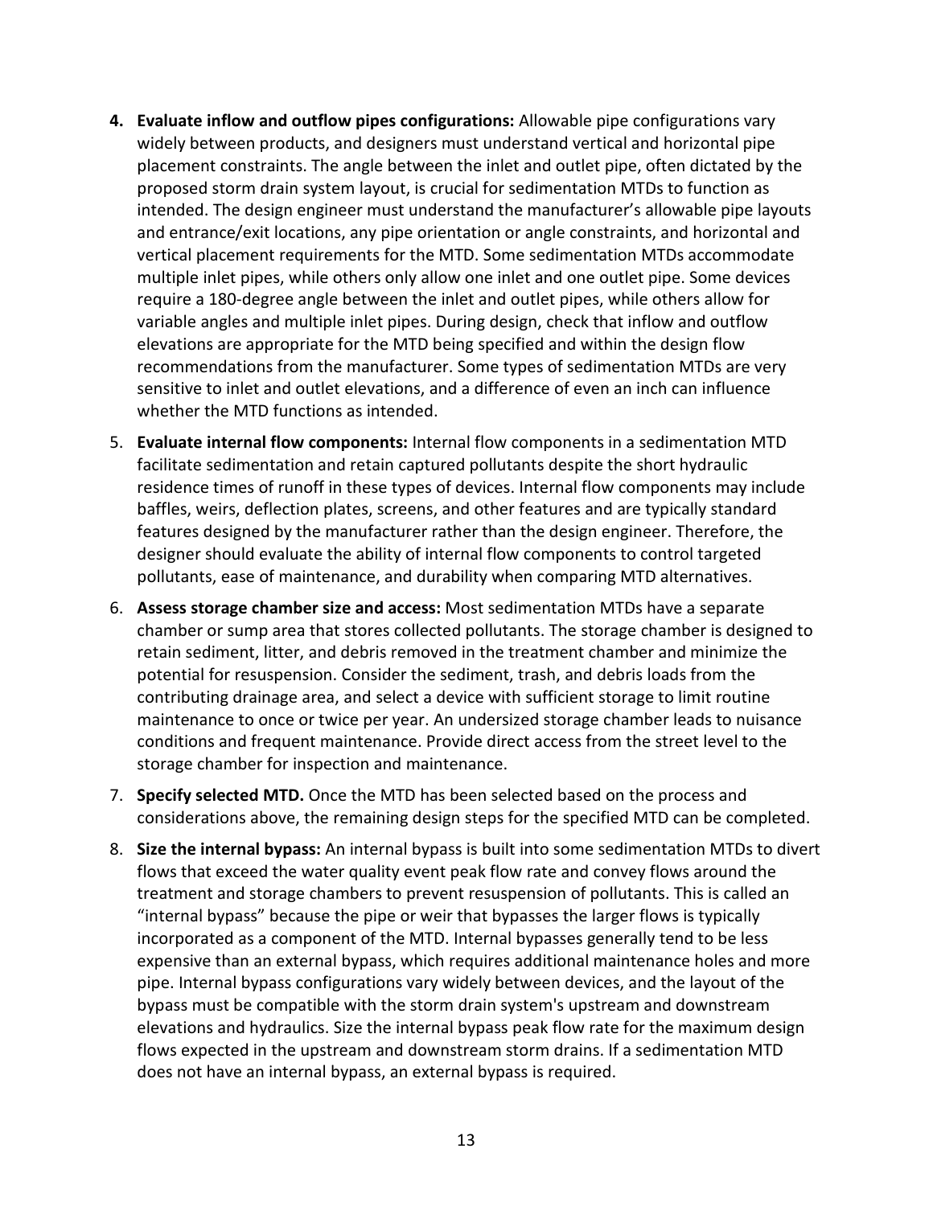4. **Evaluate inflow and outflow pipes configurations:** Allowable pipe configurations vary widely between products, and designers must understand vertical and horizontal pipe placement constraints. The angle between the inlet and outlet pipe, often dictated by the proposed storm drain system layout, is crucial for sedimentation MTDs to function as intended. The design engineer must understand the manufacturer's allowable pipe layouts and entrance/exit locations, any pipe orientation or angle constraints, and horizontal and vertical placement requirements for the MTD. Some sedimentation MTDs accommodate multiple inlet pipes, while others only allow one inlet and one outlet pipe. Some devices require a 180-degree angle between the inlet and outlet pipes, while others allow for variable angles and multiple inlet pipes. During design, check that inflow and outflow elevations are appropriate for the MTD being specified and within the design flow recommendations from the manufacturer. Some types of sedimentation MTDs are very sensitive to inlet and outlet elevations, and a difference of even an inch can influence whether the MTD functions as intended.
5. **Evaluate internal flow components:** Internal flow components in a sedimentation MTD facilitate sedimentation and retain captured pollutants despite the short hydraulic residence times of runoff in these types of devices. Internal flow components may include baffles, weirs, deflection plates, screens, and other features and are typically standard features designed by the manufacturer rather than the design engineer. Therefore, the designer should evaluate the ability of internal flow components to control targeted pollutants, ease of maintenance, and durability when comparing MTD alternatives.
6. **Assess storage chamber size and access:** Most sedimentation MTDs have a separate chamber or sump area that stores collected pollutants. The storage chamber is designed to retain sediment, litter, and debris removed in the treatment chamber and minimize the potential for resuspension. Consider the sediment, trash, and debris loads from the contributing drainage area, and select a device with sufficient storage to limit routine maintenance to once or twice per year. An undersized storage chamber leads to nuisance conditions and frequent maintenance. Provide direct access from the street level to the storage chamber for inspection and maintenance.
7. **Specify selected MTD.** Once the MTD has been selected based on the process and considerations above, the remaining design steps for the specified MTD can be completed.
8. **Size the internal bypass:** An internal bypass is built into some sedimentation MTDs to divert flows that exceed the water quality event peak flow rate and convey flows around the treatment and storage chambers to prevent resuspension of pollutants. This is called an "internal bypass" because the pipe or weir that bypasses the larger flows is typically incorporated as a component of the MTD. Internal bypasses generally tend to be less expensive than an external bypass, which requires additional maintenance holes and more pipe. Internal bypass configurations vary widely between devices, and the layout of the bypass must be compatible with the storm drain system's upstream and downstream elevations and hydraulics. Size the internal bypass peak flow rate for the maximum design flows expected in the upstream and downstream storm drains. If a sedimentation MTD does not have an internal bypass, an external bypass is required.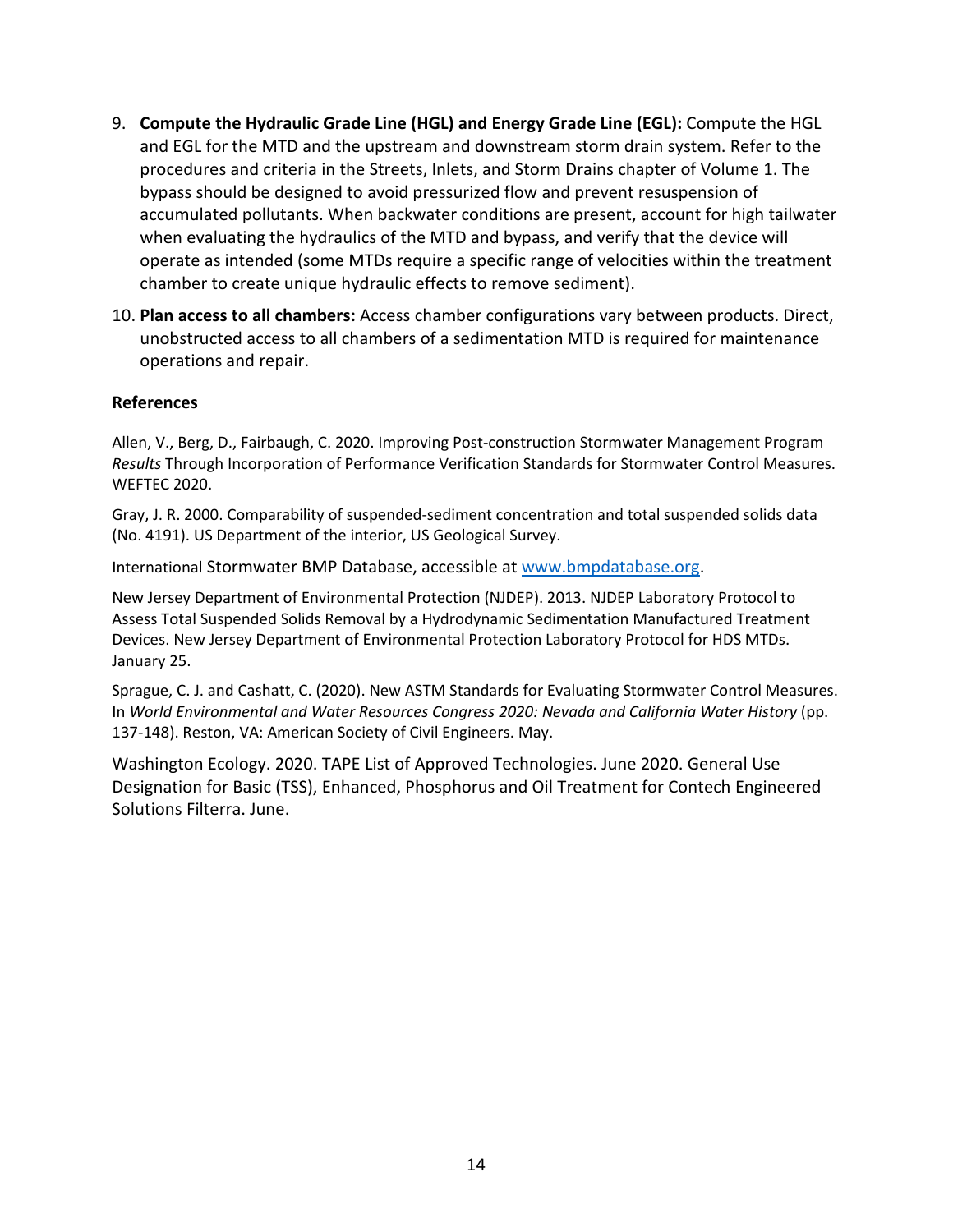9. **Compute the Hydraulic Grade Line (HGL) and Energy Grade Line (EGL):** Compute the HGL and EGL for the MTD and the upstream and downstream storm drain system. Refer to the procedures and criteria in the Streets, Inlets, and Storm Drains chapter of Volume 1. The bypass should be designed to avoid pressurized flow and prevent resuspension of accumulated pollutants. When backwater conditions are present, account for high tailwater when evaluating the hydraulics of the MTD and bypass, and verify that the device will operate as intended (some MTDs require a specific range of velocities within the treatment chamber to create unique hydraulic effects to remove sediment).

10. **Plan access to all chambers:** Access chamber configurations vary between products. Direct, unobstructed access to all chambers of a sedimentation MTD is required for maintenance operations and repair.

### References

Allen, V., Berg, D., Fairbaugh, C. 2020. Improving Post-construction Stormwater Management Program *Results* Through Incorporation of Performance Verification Standards for Stormwater Control Measures. WEFTEC 2020.

Gray, J. R. 2000. Comparability of suspended-sediment concentration and total suspended solids data (No. 4191). US Department of the interior, US Geological Survey.

International Stormwater BMP Database, accessible at [www.bmpdatabase.org](http://www.bmpdatabase.org).

New Jersey Department of Environmental Protection (NJDEP). 2013. NJDEP Laboratory Protocol to Assess Total Suspended Solids Removal by a Hydrodynamic Sedimentation Manufactured Treatment Devices. New Jersey Department of Environmental Protection Laboratory Protocol for HDS MTDs. January 25.

Sprague, C. J. and Cashatt, C. (2020). New ASTM Standards for Evaluating Stormwater Control Measures. In *World Environmental and Water Resources Congress 2020: Nevada and California Water History* (pp. 137-148). Reston, VA: American Society of Civil Engineers. May.

Washington Ecology. 2020. TAPE List of Approved Technologies. June 2020. General Use Designation for Basic (TSS), Enhanced, Phosphorus and Oil Treatment for Contech Engineered Solutions Filterra. June.